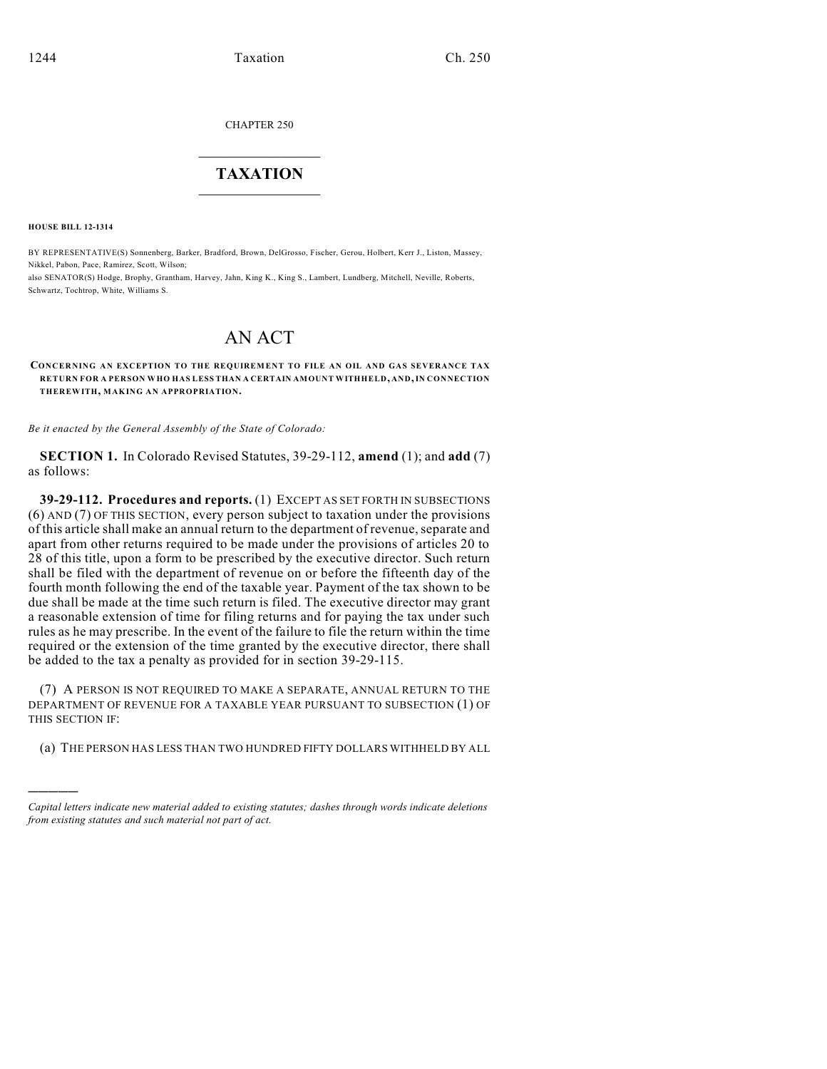CHAPTER 250

# TAXATION

**HOUSE BILL 12-1314**

BY REPRESENTATIVE(S) Sonnenberg, Barker, Bradford, Brown, DelGrosso, Fischer, Gerou, Holbert, Kerr J., Liston, Massey, Nikkel, Pabon, Pace, Ramirez, Scott, Wilson;
also SENATOR(S) Hodge, Brophy, Grantham, Harvey, Jahn, King K., King S., Lambert, Lundberg, Mitchell, Neville, Roberts, Schwartz, Tochtrop, White, Williams S.

# AN ACT

**CONCERNING AN EXCEPTION TO THE REQUIREMENT TO FILE AN OIL AND GAS SEVERANCE TAX RETURN FOR A PERSON WHO HAS LESS THAN A CERTAIN AMOUNT WITHHELD, AND, IN CONNECTION THEREWITH, MAKING AN APPROPRIATION.**

*Be it enacted by the General Assembly of the State of Colorado:*

**SECTION 1.** In Colorado Revised Statutes, 39-29-112, **amend** (1); and **add** (7) as follows:

**39-29-112. Procedures and reports.** (1) EXCEPT AS SET FORTH IN SUBSECTIONS (6) AND (7) OF THIS SECTION, every person subject to taxation under the provisions of this article shall make an annual return to the department of revenue, separate and apart from other returns required to be made under the provisions of articles 20 to 28 of this title, upon a form to be prescribed by the executive director. Such return shall be filed with the department of revenue on or before the fifteenth day of the fourth month following the end of the taxable year. Payment of the tax shown to be due shall be made at the time such return is filed. The executive director may grant a reasonable extension of time for filing returns and for paying the tax under such rules as he may prescribe. In the event of the failure to file the return within the time required or the extension of the time granted by the executive director, there shall be added to the tax a penalty as provided for in section 39-29-115.

(7) A PERSON IS NOT REQUIRED TO MAKE A SEPARATE, ANNUAL RETURN TO THE DEPARTMENT OF REVENUE FOR A TAXABLE YEAR PURSUANT TO SUBSECTION (1) OF THIS SECTION IF:

(a) THE PERSON HAS LESS THAN TWO HUNDRED FIFTY DOLLARS WITHHELD BY ALL

———

*Capital letters indicate new material added to existing statutes; dashes through words indicate deletions from existing statutes and such material not part of act.*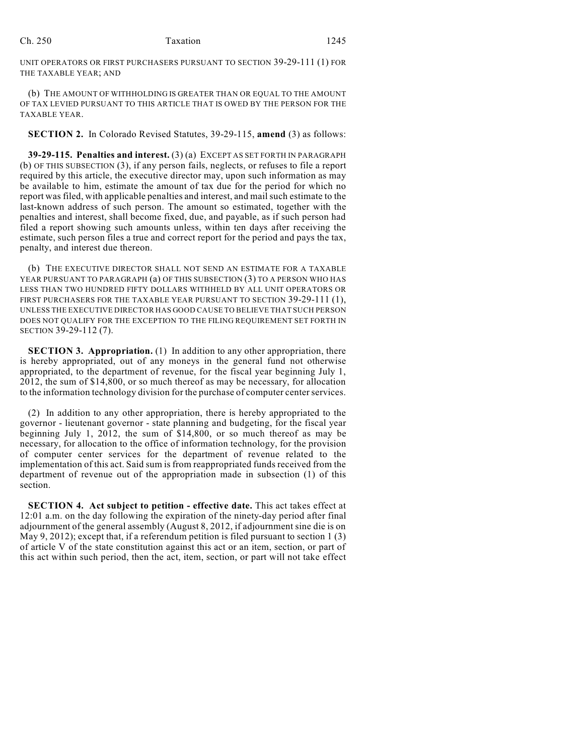UNIT OPERATORS OR FIRST PURCHASERS PURSUANT TO SECTION 39-29-111 (1) FOR THE TAXABLE YEAR; AND

(b) THE AMOUNT OF WITHHOLDING IS GREATER THAN OR EQUAL TO THE AMOUNT OF TAX LEVIED PURSUANT TO THIS ARTICLE THAT IS OWED BY THE PERSON FOR THE TAXABLE YEAR.

**SECTION 2.** In Colorado Revised Statutes, 39-29-115, **amend** (3) as follows:

**39-29-115. Penalties and interest.** (3) (a) EXCEPT AS SET FORTH IN PARAGRAPH (b) OF THIS SUBSECTION (3), if any person fails, neglects, or refuses to file a report required by this article, the executive director may, upon such information as may be available to him, estimate the amount of tax due for the period for which no report was filed, with applicable penalties and interest, and mail such estimate to the last-known address of such person. The amount so estimated, together with the penalties and interest, shall become fixed, due, and payable, as if such person had filed a report showing such amounts unless, within ten days after receiving the estimate, such person files a true and correct report for the period and pays the tax, penalty, and interest due thereon.

(b) THE EXECUTIVE DIRECTOR SHALL NOT SEND AN ESTIMATE FOR A TAXABLE YEAR PURSUANT TO PARAGRAPH (a) OF THIS SUBSECTION (3) TO A PERSON WHO HAS LESS THAN TWO HUNDRED FIFTY DOLLARS WITHHELD BY ALL UNIT OPERATORS OR FIRST PURCHASERS FOR THE TAXABLE YEAR PURSUANT TO SECTION 39-29-111 (1), UNLESS THE EXECUTIVE DIRECTOR HAS GOOD CAUSE TO BELIEVE THAT SUCH PERSON DOES NOT QUALIFY FOR THE EXCEPTION TO THE FILING REQUIREMENT SET FORTH IN SECTION 39-29-112 (7).

**SECTION 3. Appropriation.** (1) In addition to any other appropriation, there is hereby appropriated, out of any moneys in the general fund not otherwise appropriated, to the department of revenue, for the fiscal year beginning July 1, 2012, the sum of $14,800, or so much thereof as may be necessary, for allocation to the information technology division for the purchase of computer center services.

(2) In addition to any other appropriation, there is hereby appropriated to the governor - lieutenant governor - state planning and budgeting, for the fiscal year beginning July 1, 2012, the sum of $14,800, or so much thereof as may be necessary, for allocation to the office of information technology, for the provision of computer center services for the department of revenue related to the implementation of this act. Said sum is from reappropriated funds received from the department of revenue out of the appropriation made in subsection (1) of this section.

**SECTION 4. Act subject to petition - effective date.** This act takes effect at 12:01 a.m. on the day following the expiration of the ninety-day period after final adjournment of the general assembly (August 8, 2012, if adjournment sine die is on May 9, 2012); except that, if a referendum petition is filed pursuant to section 1 (3) of article V of the state constitution against this act or an item, section, or part of this act within such period, then the act, item, section, or part will not take effect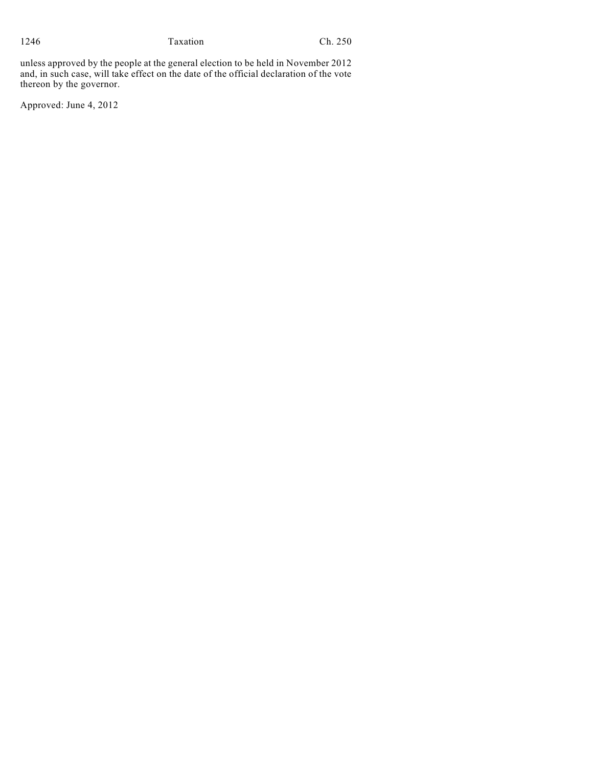unless approved by the people at the general election to be held in November 2012 and, in such case, will take effect on the date of the official declaration of the vote thereon by the governor.

Approved: June 4, 2012